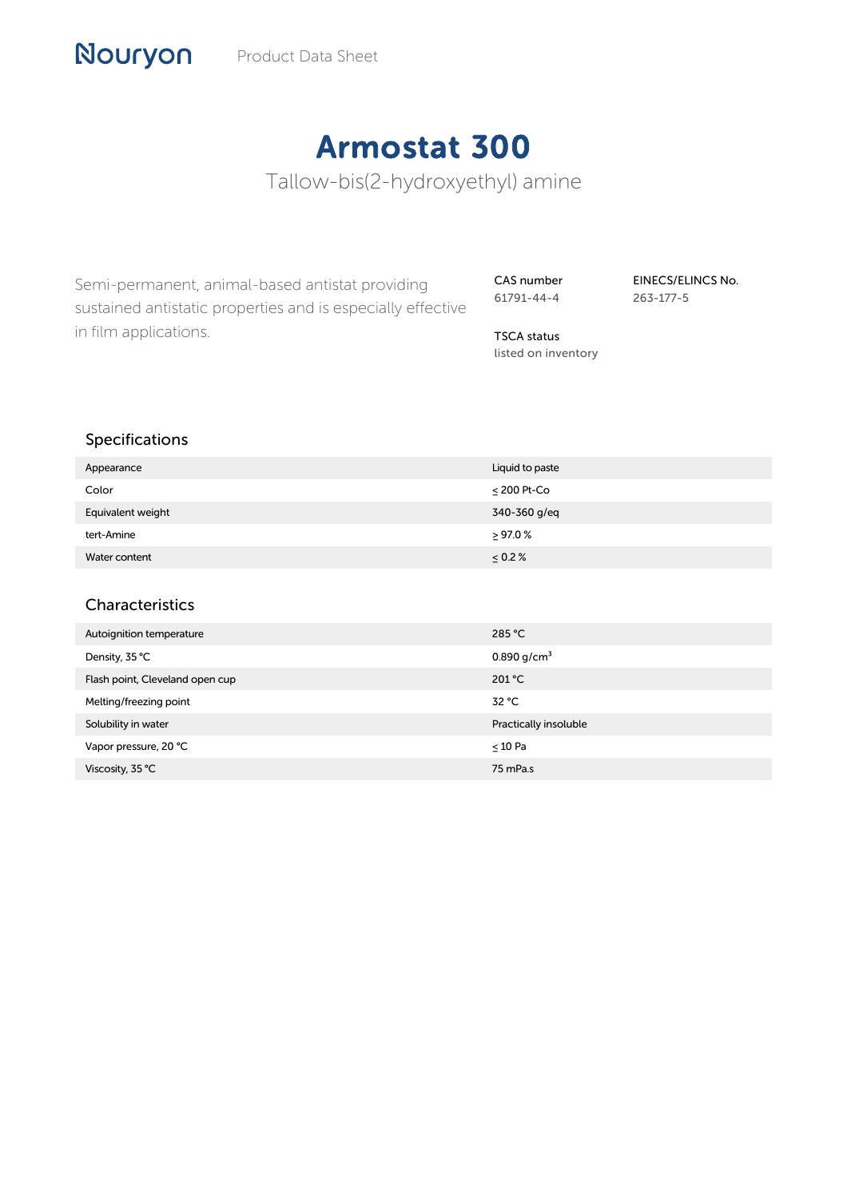Nouryon Product Data Sheet

# Armostat 300

Tallow-bis(2-hydroxyethyl) amine

Semi-permanent, animal-based antistat providing sustained antistatic properties and is especially effective in film applications.

**CAS number**
61791-44-4

**EINECS/ELINCS No.**
263-177-5

**TSCA status**
listed on inventory

## Specifications

| | |
|---|---|
| Appearance | Liquid to paste |
| Color | ≤ 200 Pt-Co |
| Equivalent weight | 340-360 g/eq |
| tert-Amine | ≥ 97.0 % |
| Water content | ≤ 0.2 % |

## Characteristics

| | |
|---|---|
| Autoignition temperature | 285 °C |
| Density, 35 °C | 0.890 g/cm$^3$ |
| Flash point, Cleveland open cup | 201 °C |
| Melting/freezing point | 32 °C |
| Solubility in water | Practically insoluble |
| Vapor pressure, 20 °C | ≤ 10 Pa |
| Viscosity, 35 °C | 75 mPa.s |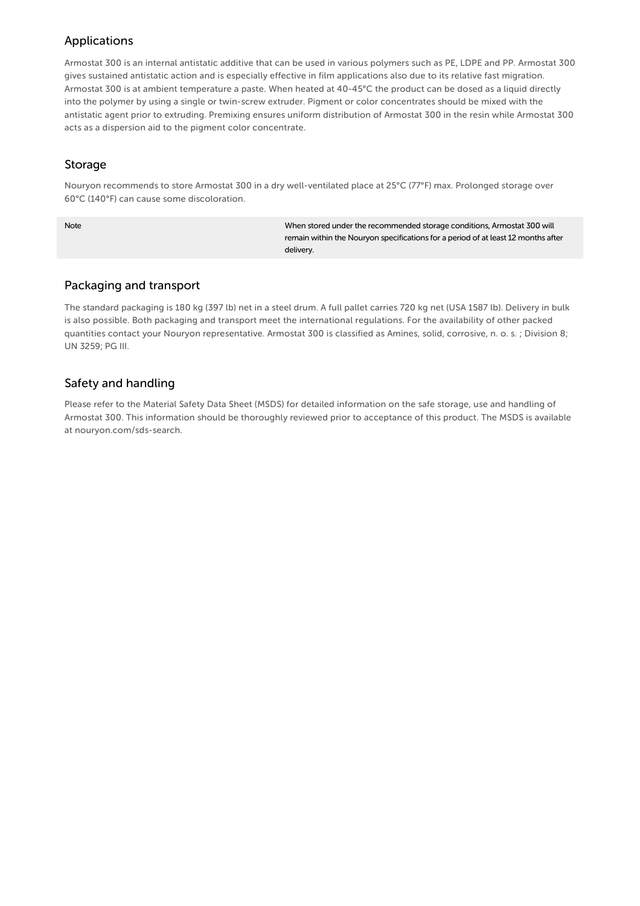## Applications

Armostat 300 is an internal antistatic additive that can be used in various polymers such as PE, LDPE and PP. Armostat 300 gives sustained antistatic action and is especially effective in film applications also due to its relative fast migration. Armostat 300 is at ambient temperature a paste. When heated at 40-45°C the product can be dosed as a liquid directly into the polymer by using a single or twin-screw extruder. Pigment or color concentrates should be mixed with the antistatic agent prior to extruding. Premixing ensures uniform distribution of Armostat 300 in the resin while Armostat 300 acts as a dispersion aid to the pigment color concentrate.

## Storage

Nouryon recommends to store Armostat 300 in a dry well-ventilated place at 25°C (77°F) max. Prolonged storage over 60°C (140°F) can cause some discoloration.

| Note | When stored under the recommended storage conditions, Armostat 300 will remain within the Nouryon specifications for a period of at least 12 months after delivery. |
|---|---|

## Packaging and transport

The standard packaging is 180 kg (397 lb) net in a steel drum. A full pallet carries 720 kg net (USA 1587 lb). Delivery in bulk is also possible. Both packaging and transport meet the international regulations. For the availability of other packed quantities contact your Nouryon representative. Armostat 300 is classified as Amines, solid, corrosive, n. o. s. ; Division 8; UN 3259; PG III.

## Safety and handling

Please refer to the Material Safety Data Sheet (MSDS) for detailed information on the safe storage, use and handling of Armostat 300. This information should be thoroughly reviewed prior to acceptance of this product. The MSDS is available at nouryon.com/sds-search.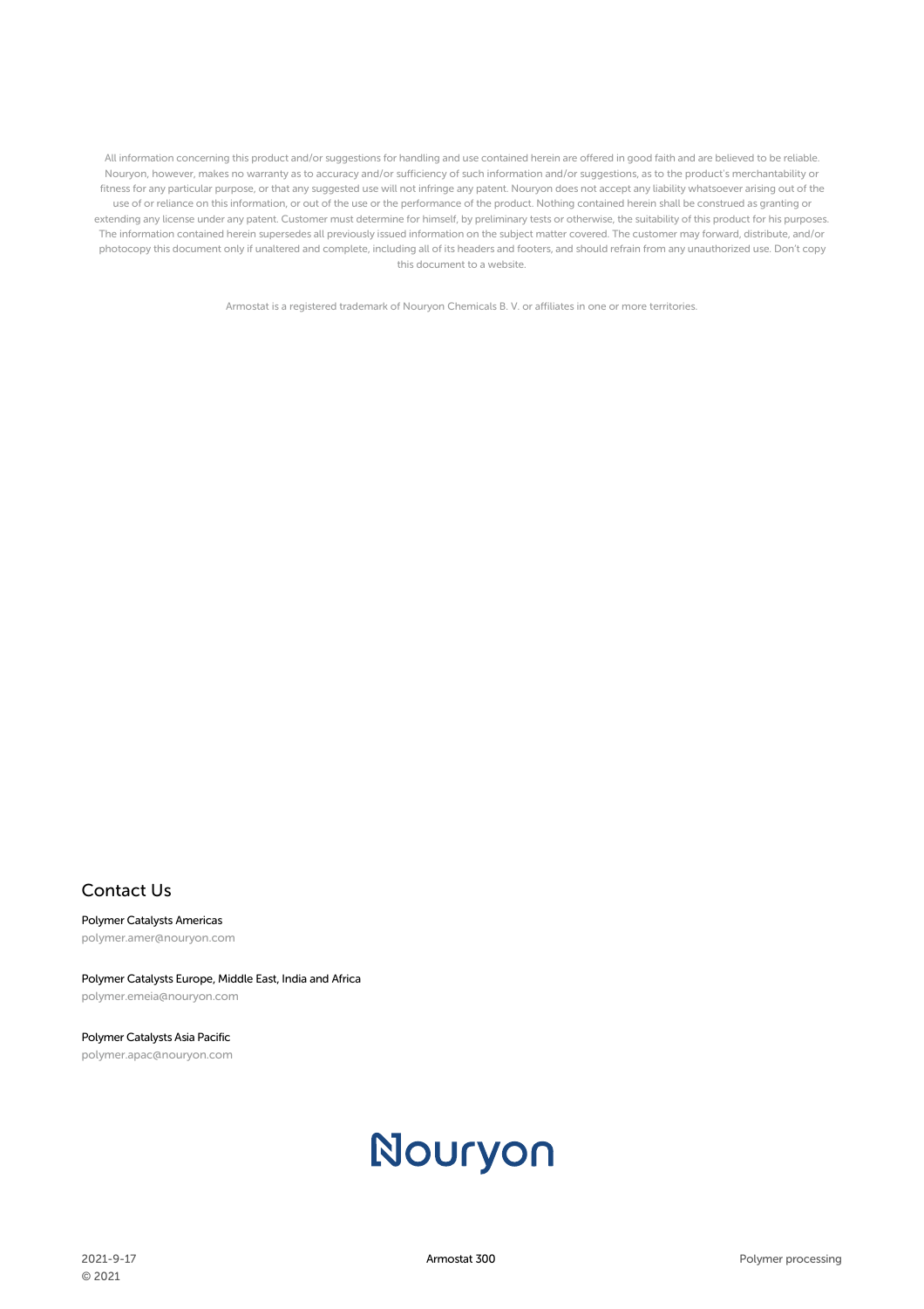All information concerning this product and/or suggestions for handling and use contained herein are offered in good faith and are believed to be reliable. Nouryon, however, makes no warranty as to accuracy and/or sufficiency of such information and/or suggestions, as to the product's merchantability or fitness for any particular purpose, or that any suggested use will not infringe any patent. Nouryon does not accept any liability whatsoever arising out of the use of or reliance on this information, or out of the use or the performance of the product. Nothing contained herein shall be construed as granting or extending any license under any patent. Customer must determine for himself, by preliminary tests or otherwise, the suitability of this product for his purposes. The information contained herein supersedes all previously issued information on the subject matter covered. The customer may forward, distribute, and/or photocopy this document only if unaltered and complete, including all of its headers and footers, and should refrain from any unauthorized use. Don't copy this document to a website.

Armostat is a registered trademark of Nouryon Chemicals B. V. or affiliates in one or more territories.

## Contact Us

Polymer Catalysts Americas
polymer.amer@nouryon.com

Polymer Catalysts Europe, Middle East, India and Africa
polymer.emeia@nouryon.com

Polymer Catalysts Asia Pacific
polymer.apac@nouryon.com

Nouryon

2021-9-17
© 2021